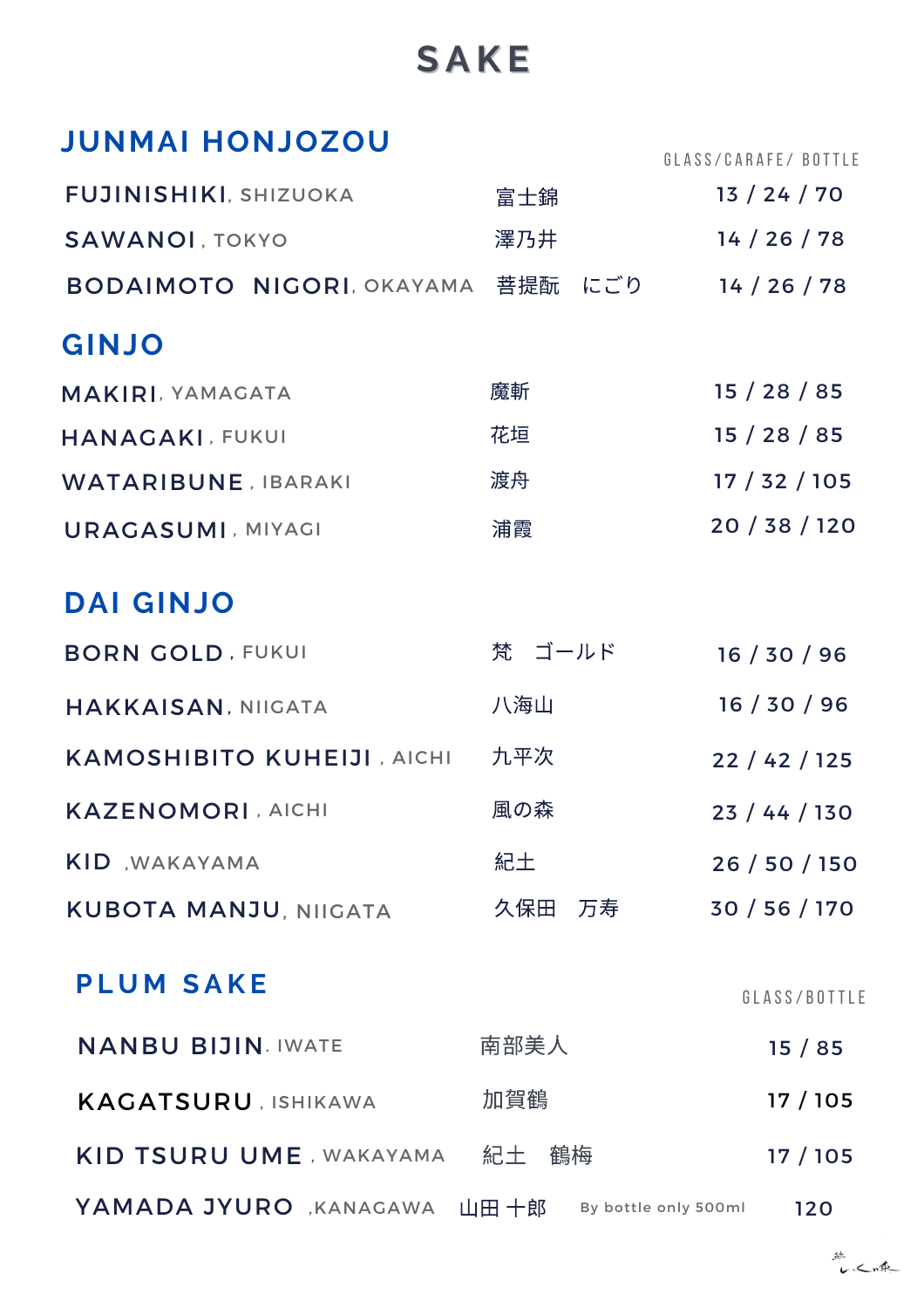# SAKE

## JUNMAI HONJOZOU

| | | GLASS/CARAFE/ BOTTLE |
|---|---|---|
| FUJINISHIKI, SHIZUOKA | 富士錦 | 13 / 24 / 70 |
| SAWANOI, TOKYO | 澤乃井 | 14 / 26 / 78 |
| BODAIMOTO NIGORI, OKAYAMA | 菩提酛 にごり | 14 / 26 / 78 |

## GINJO

| | | |
|---|---|---|
| MAKIRI, YAMAGATA | 魔斬 | 15 / 28 / 85 |
| HANAGAKI, FUKUI | 花垣 | 15 / 28 / 85 |
| WATARIBUNE, IBARAKI | 渡舟 | 17 / 32 / 105 |
| URAGASUMI, MIYAGI | 浦霞 | 20 / 38 / 120 |

## DAI GINJO

| | | |
|---|---|---|
| BORN GOLD, FUKUI | 梵 ゴールド | 16 / 30 / 96 |
| HAKKAISAN, NIIGATA | 八海山 | 16 / 30 / 96 |
| KAMOSHIBITO KUHEIJI, AICHI | 九平次 | 22 / 42 / 125 |
| KAZENOMORI, AICHI | 風の森 | 23 / 44 / 130 |
| KID, WAKAYAMA | 紀土 | 26 / 50 / 150 |
| KUBOTA MANJU, NIIGATA | 久保田 万寿 | 30 / 56 / 170 |

## PLUM SAKE

| | | GLASS/BOTTLE |
|---|---|---|
| NANBU BIJIN, IWATE | 南部美人 | 15 / 85 |
| KAGATSURU, ISHIKAWA | 加賀鶴 | 17 / 105 |
| KID TSURU UME, WAKAYAMA | 紀土 鶴梅 | 17 / 105 |
| YAMADA JYURO, KANAGAWA | 山田 十郎 By bottle only 500ml | 120 |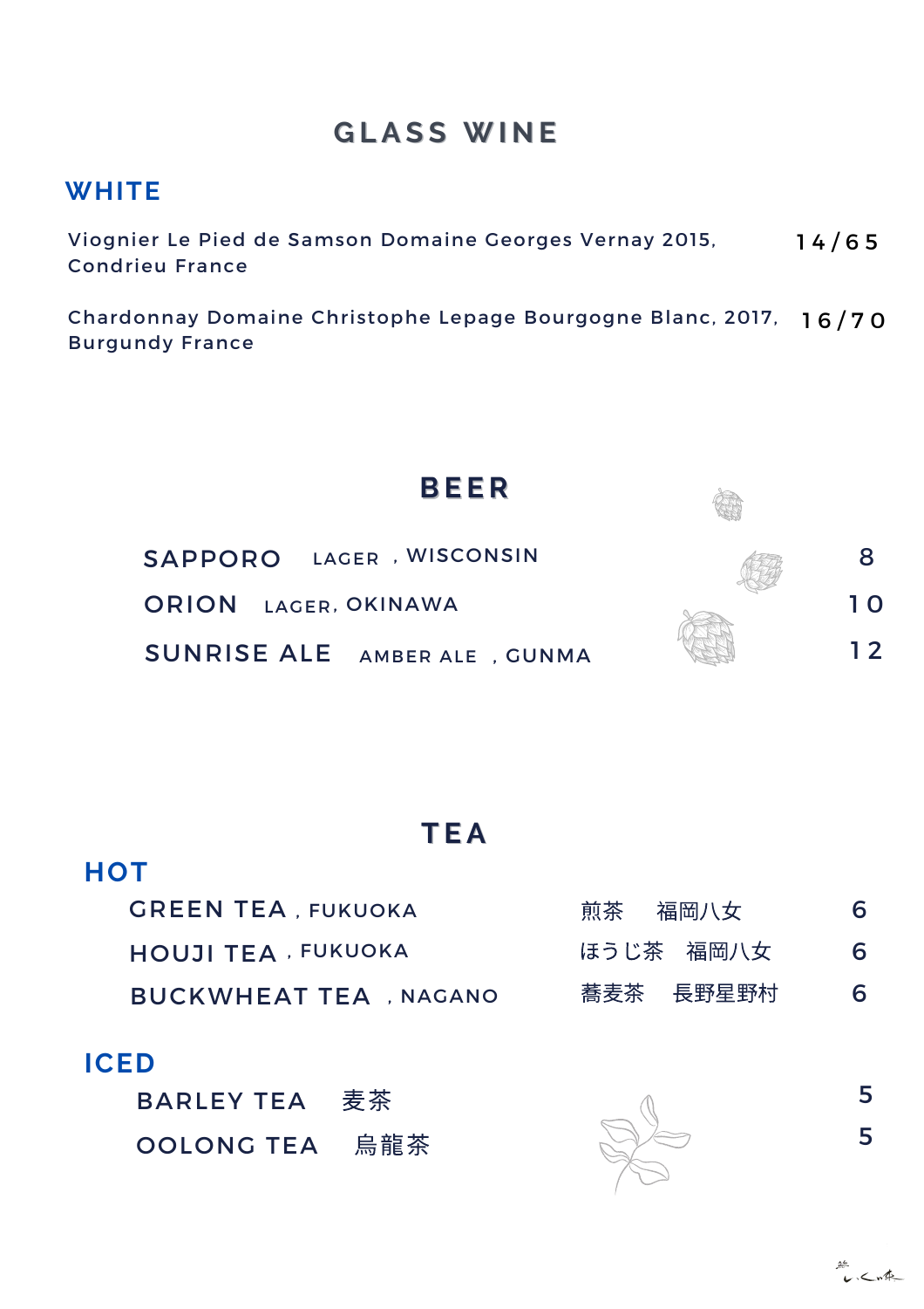# GLASS WINE

## WHITE

| | |
|---|---|
| Viognier Le Pied de Samson Domaine Georges Vernay 2015, Condrieu France | 14/65 |
| Chardonnay Domaine Christophe Lepage Bourgogne Blanc, 2017, Burgundy France | 16/70 |

# BEER

| | |
|---|---|
| SAPPORO LAGER , WISCONSIN | 8 |
| ORION LAGER, OKINAWA | 10 |
| SUNRISE ALE AMBER ALE , GUNMA | 12 |

# TEA

## HOT

| | | |
|---|---|---|
| GREEN TEA , FUKUOKA | 煎茶　福岡八女 | 6 |
| HOUJI TEA , FUKUOKA | ほうじ茶　福岡八女 | 6 |
| BUCKWHEAT TEA , NAGANO | 蕎麦茶　長野星野村 | 6 |

## ICED

| | |
|---|---|
| BARLEY TEA 麦茶 | 5 |
| OOLONG TEA 烏龍茶 | 5 |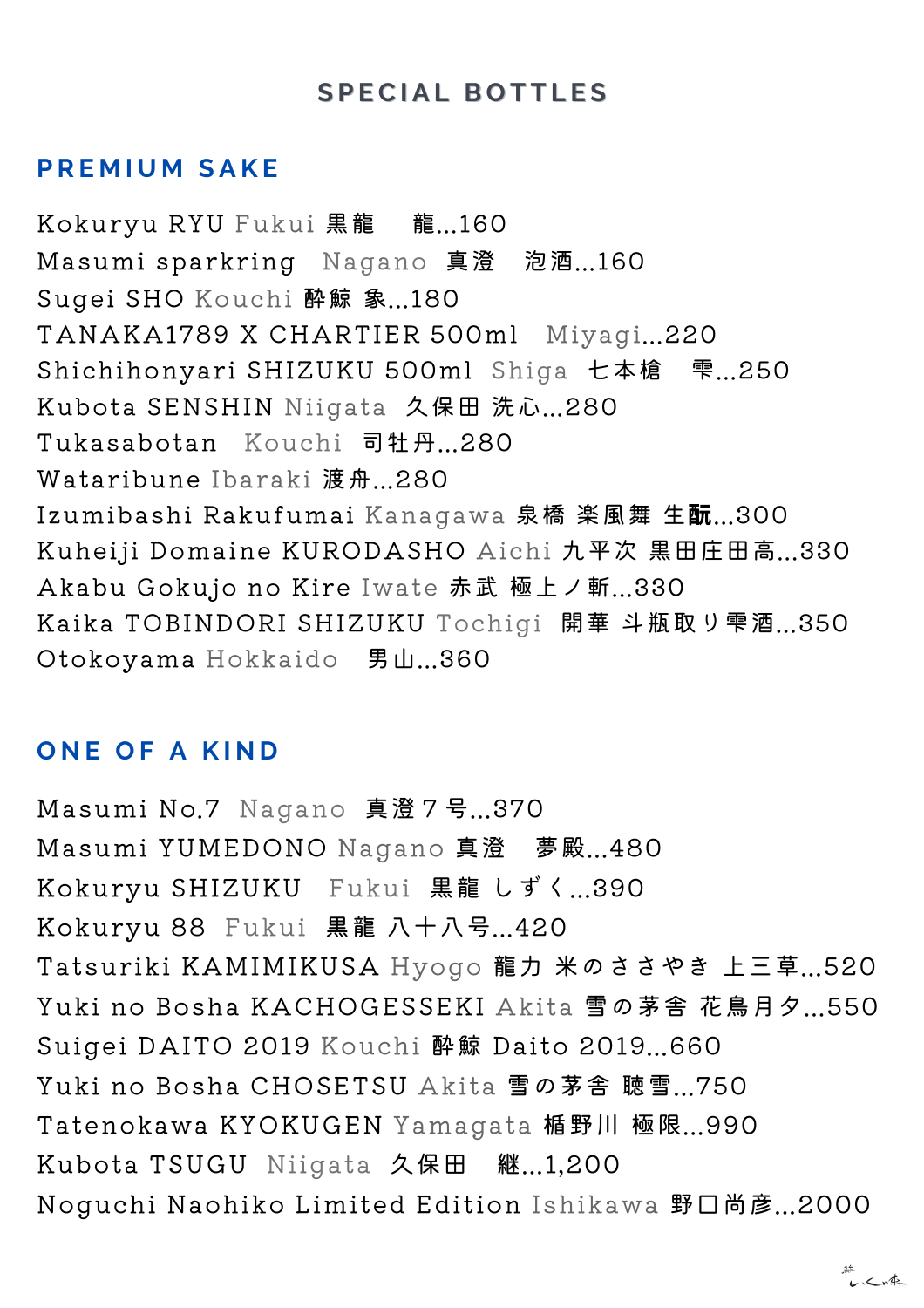# SPECIAL BOTTLES

## PREMIUM SAKE

Kokuryu RYU Fukui 黒龍　龍...160
Masumi sparkring Nagano 真澄　泡酒...160
Sugei SHO Kouchi 酔鯨 象...180
TANAKA1789 X CHARTIER 500ml Miyagi...220
Shichihonyari SHIZUKU 500ml Shiga 七本槍　雫...250
Kubota SENSHIN Niigata 久保田 洗心...280
Tukasabotan Kouchi 司牡丹...280
Wataribune Ibaraki 渡舟...280
Izumibashi Rakufumai Kanagawa 泉橋 楽風舞 生酛...300
Kuheiji Domaine KURODASHO Aichi 九平次 黒田庄田高...330
Akabu Gokujo no Kire Iwate 赤武 極上ノ斬...330
Kaika TOBINDORI SHIZUKU Tochigi 開華 斗瓶取り雫酒...350
Otokoyama Hokkaido 男山...360

## ONE OF A KIND

Masumi No.7 Nagano 真澄７号...370
Masumi YUMEDONO Nagano 真澄　夢殿...480
Kokuryu SHIZUKU Fukui 黒龍 しずく...390
Kokuryu 88 Fukui 黒龍 八十八号...420
Tatsuriki KAMIMIKUSA Hyogo 龍力 米のささやき 上三草...520
Yuki no Bosha KACHOGESSEKI Akita 雪の茅舎 花鳥月夕...550
Suigei DAITO 2019 Kouchi 酔鯨 Daito 2019...660
Yuki no Bosha CHOSETSU Akita 雪の茅舎 聴雪...750
Tatenokawa KYOKUGEN Yamagata 楯野川 極限...990
Kubota TSUGU Niigata 久保田　継...1,200
Noguchi Naohiko Limited Edition Ishikawa 野口尚彦...2000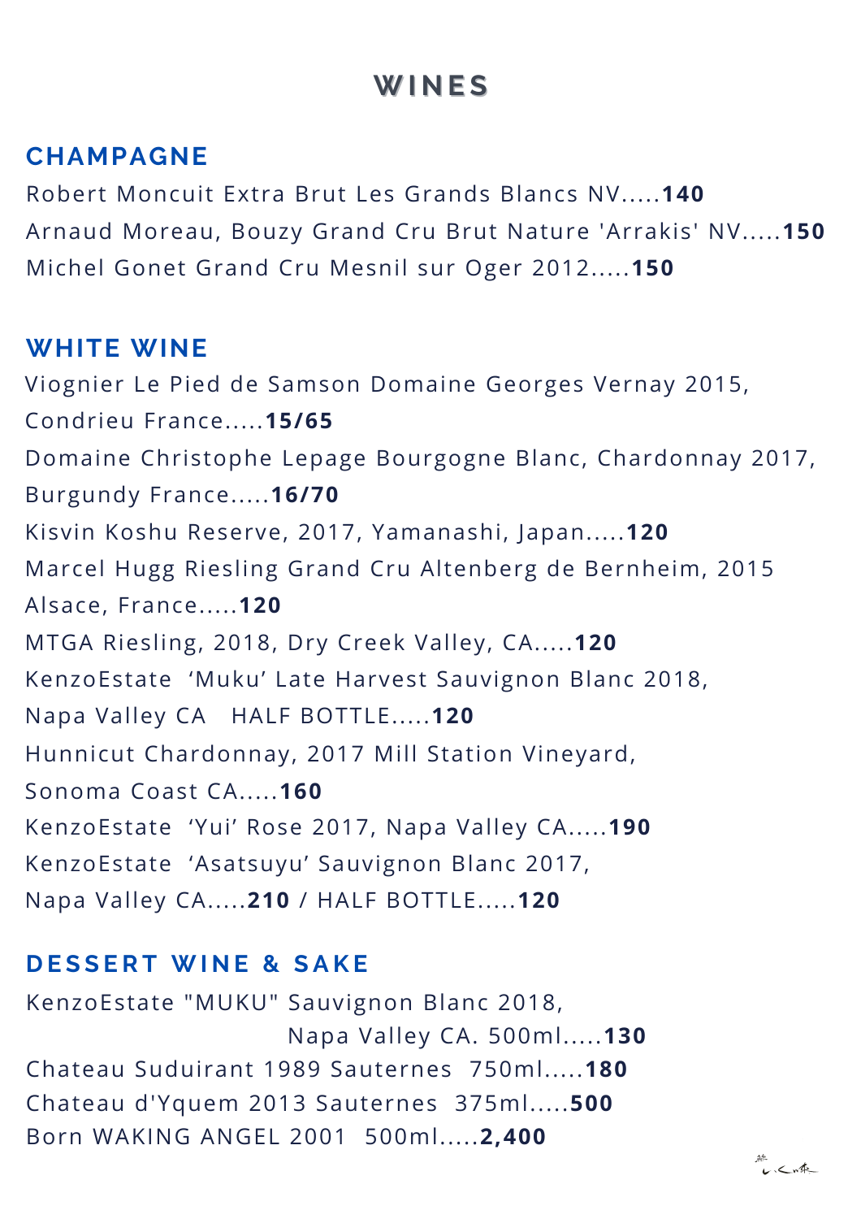# WINES

## CHAMPAGNE

Robert Moncuit Extra Brut Les Grands Blancs NV.....**140**
Arnaud Moreau, Bouzy Grand Cru Brut Nature 'Arrakis' NV.....**150**
Michel Gonet Grand Cru Mesnil sur Oger 2012.....**150**

## WHITE WINE

Viognier Le Pied de Samson Domaine Georges Vernay 2015, Condrieu France.....**15/65**
Domaine Christophe Lepage Bourgogne Blanc, Chardonnay 2017, Burgundy France.....**16/70**
Kisvin Koshu Reserve, 2017, Yamanashi, Japan.....**120**
Marcel Hugg Riesling Grand Cru Altenberg de Bernheim, 2015 Alsace, France.....**120**
MTGA Riesling, 2018, Dry Creek Valley, CA.....**120**
KenzoEstate 'Muku' Late Harvest Sauvignon Blanc 2018, Napa Valley CA HALF BOTTLE.....**120**
Hunnicut Chardonnay, 2017 Mill Station Vineyard, Sonoma Coast CA.....**160**
KenzoEstate 'Yui' Rose 2017, Napa Valley CA.....**190**
KenzoEstate 'Asatsuyu' Sauvignon Blanc 2017, Napa Valley CA.....**210** / HALF BOTTLE.....**120**

## DESSERT WINE & SAKE

KenzoEstate "MUKU" Sauvignon Blanc 2018, Napa Valley CA. 500ml.....**130**
Chateau Suduirant 1989 Sauternes 750ml.....**180**
Chateau d'Yquem 2013 Sauternes 375ml.....**500**
Born WAKING ANGEL 2001 500ml.....**2,400**